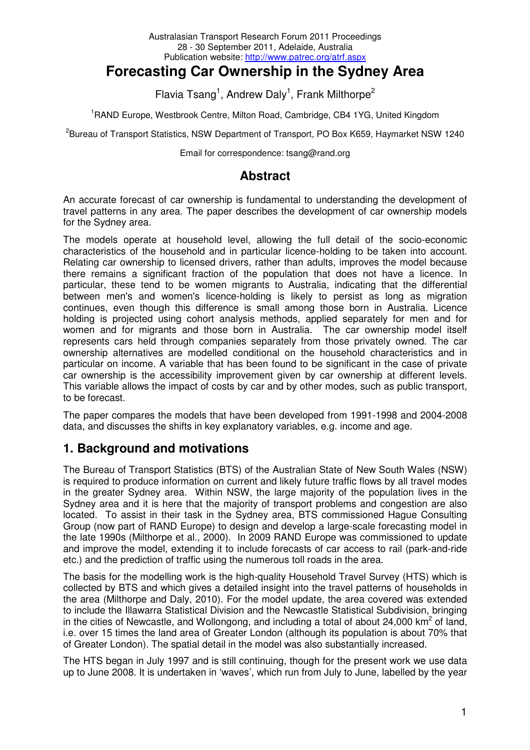Australasian Transport Research Forum 2011 Proceedings
28 - 30 September 2011, Adelaide, Australia
Publication website: http://www.patrec.org/atrf.aspx

# Forecasting Car Ownership in the Sydney Area

Flavia Tsang[1], Andrew Daly[1], Frank Milthorpe[2]

[1]RAND Europe, Westbrook Centre, Milton Road, Cambridge, CB4 1YG, United Kingdom

[2]Bureau of Transport Statistics, NSW Department of Transport, PO Box K659, Haymarket NSW 1240

Email for correspondence: tsang@rand.org

## Abstract

An accurate forecast of car ownership is fundamental to understanding the development of travel patterns in any area. The paper describes the development of car ownership models for the Sydney area.

The models operate at household level, allowing the full detail of the socio-economic characteristics of the household and in particular licence-holding to be taken into account. Relating car ownership to licensed drivers, rather than adults, improves the model because there remains a significant fraction of the population that does not have a licence. In particular, these tend to be women migrants to Australia, indicating that the differential between men's and women's licence-holding is likely to persist as long as migration continues, even though this difference is small among those born in Australia. Licence holding is projected using cohort analysis methods, applied separately for men and for women and for migrants and those born in Australia. The car ownership model itself represents cars held through companies separately from those privately owned. The car ownership alternatives are modelled conditional on the household characteristics and in particular on income. A variable that has been found to be significant in the case of private car ownership is the accessibility improvement given by car ownership at different levels. This variable allows the impact of costs by car and by other modes, such as public transport, to be forecast.

The paper compares the models that have been developed from 1991-1998 and 2004-2008 data, and discusses the shifts in key explanatory variables, e.g. income and age.

## 1. Background and motivations

The Bureau of Transport Statistics (BTS) of the Australian State of New South Wales (NSW) is required to produce information on current and likely future traffic flows by all travel modes in the greater Sydney area. Within NSW, the large majority of the population lives in the Sydney area and it is here that the majority of transport problems and congestion are also located. To assist in their task in the Sydney area, BTS commissioned Hague Consulting Group (now part of RAND Europe) to design and develop a large-scale forecasting model in the late 1990s (Milthorpe et al., 2000). In 2009 RAND Europe was commissioned to update and improve the model, extending it to include forecasts of car access to rail (park-and-ride etc.) and the prediction of traffic using the numerous toll roads in the area.

The basis for the modelling work is the high-quality Household Travel Survey (HTS) which is collected by BTS and which gives a detailed insight into the travel patterns of households in the area (Milthorpe and Daly, 2010). For the model update, the area covered was extended to include the Illawarra Statistical Division and the Newcastle Statistical Subdivision, bringing in the cities of Newcastle, and Wollongong, and including a total of about 24,000 km$^2$ of land, i.e. over 15 times the land area of Greater London (although its population is about 70% that of Greater London). The spatial detail in the model was also substantially increased.

The HTS began in July 1997 and is still continuing, though for the present work we use data up to June 2008. It is undertaken in 'waves', which run from July to June, labelled by the year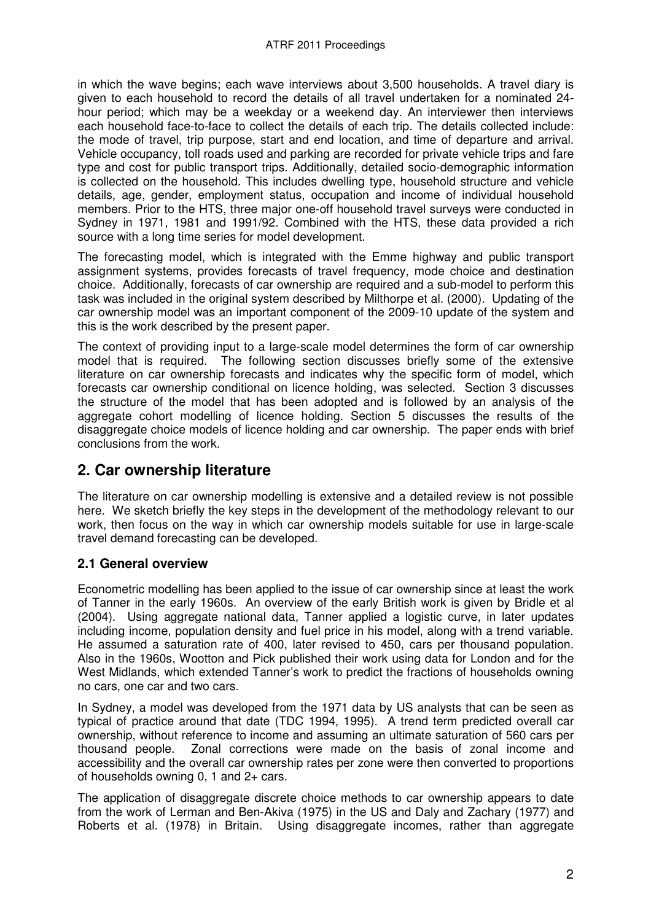in which the wave begins; each wave interviews about 3,500 households. A travel diary is given to each household to record the details of all travel undertaken for a nominated 24-hour period; which may be a weekday or a weekend day. An interviewer then interviews each household face-to-face to collect the details of each trip. The details collected include: the mode of travel, trip purpose, start and end location, and time of departure and arrival. Vehicle occupancy, toll roads used and parking are recorded for private vehicle trips and fare type and cost for public transport trips. Additionally, detailed socio-demographic information is collected on the household. This includes dwelling type, household structure and vehicle details, age, gender, employment status, occupation and income of individual household members. Prior to the HTS, three major one-off household travel surveys were conducted in Sydney in 1971, 1981 and 1991/92. Combined with the HTS, these data provided a rich source with a long time series for model development.

The forecasting model, which is integrated with the Emme highway and public transport assignment systems, provides forecasts of travel frequency, mode choice and destination choice. Additionally, forecasts of car ownership are required and a sub-model to perform this task was included in the original system described by Milthorpe et al. (2000). Updating of the car ownership model was an important component of the 2009-10 update of the system and this is the work described by the present paper.

The context of providing input to a large-scale model determines the form of car ownership model that is required. The following section discusses briefly some of the extensive literature on car ownership forecasts and indicates why the specific form of model, which forecasts car ownership conditional on licence holding, was selected. Section 3 discusses the structure of the model that has been adopted and is followed by an analysis of the aggregate cohort modelling of licence holding. Section 5 discusses the results of the disaggregate choice models of licence holding and car ownership. The paper ends with brief conclusions from the work.

## 2. Car ownership literature

The literature on car ownership modelling is extensive and a detailed review is not possible here. We sketch briefly the key steps in the development of the methodology relevant to our work, then focus on the way in which car ownership models suitable for use in large-scale travel demand forecasting can be developed.

### 2.1 General overview

Econometric modelling has been applied to the issue of car ownership since at least the work of Tanner in the early 1960s. An overview of the early British work is given by Bridle et al (2004). Using aggregate national data, Tanner applied a logistic curve, in later updates including income, population density and fuel price in his model, along with a trend variable. He assumed a saturation rate of 400, later revised to 450, cars per thousand population. Also in the 1960s, Wootton and Pick published their work using data for London and for the West Midlands, which extended Tanner's work to predict the fractions of households owning no cars, one car and two cars.

In Sydney, a model was developed from the 1971 data by US analysts that can be seen as typical of practice around that date (TDC 1994, 1995). A trend term predicted overall car ownership, without reference to income and assuming an ultimate saturation of 560 cars per thousand people. Zonal corrections were made on the basis of zonal income and accessibility and the overall car ownership rates per zone were then converted to proportions of households owning 0, 1 and 2+ cars.

The application of disaggregate discrete choice methods to car ownership appears to date from the work of Lerman and Ben-Akiva (1975) in the US and Daly and Zachary (1977) and Roberts et al. (1978) in Britain. Using disaggregate incomes, rather than aggregate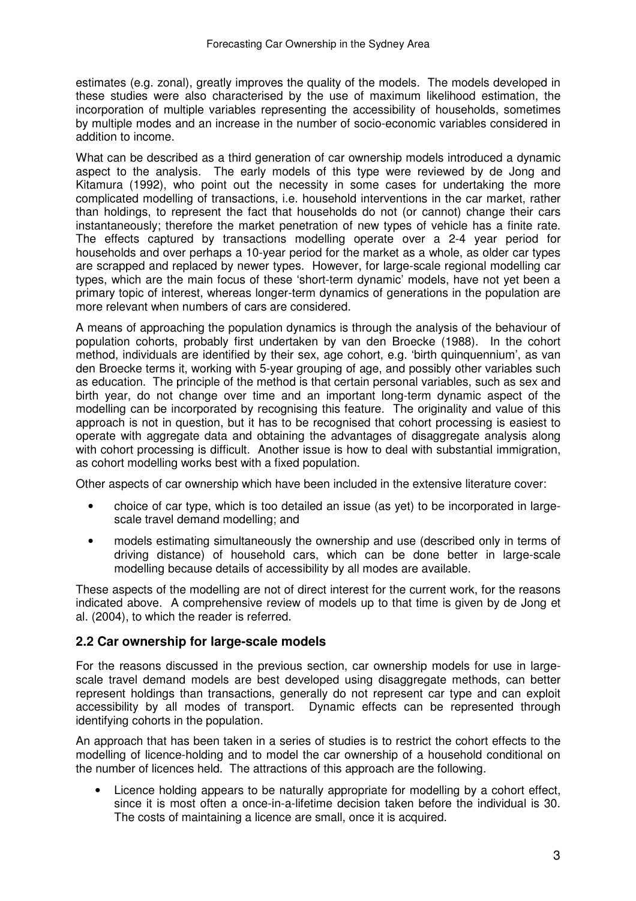estimates (e.g. zonal), greatly improves the quality of the models. The models developed in these studies were also characterised by the use of maximum likelihood estimation, the incorporation of multiple variables representing the accessibility of households, sometimes by multiple modes and an increase in the number of socio-economic variables considered in addition to income.

What can be described as a third generation of car ownership models introduced a dynamic aspect to the analysis. The early models of this type were reviewed by de Jong and Kitamura (1992), who point out the necessity in some cases for undertaking the more complicated modelling of transactions, i.e. household interventions in the car market, rather than holdings, to represent the fact that households do not (or cannot) change their cars instantaneously; therefore the market penetration of new types of vehicle has a finite rate. The effects captured by transactions modelling operate over a 2-4 year period for households and over perhaps a 10-year period for the market as a whole, as older car types are scrapped and replaced by newer types. However, for large-scale regional modelling car types, which are the main focus of these 'short-term dynamic' models, have not yet been a primary topic of interest, whereas longer-term dynamics of generations in the population are more relevant when numbers of cars are considered.

A means of approaching the population dynamics is through the analysis of the behaviour of population cohorts, probably first undertaken by van den Broecke (1988). In the cohort method, individuals are identified by their sex, age cohort, e.g. 'birth quinquennium', as van den Broecke terms it, working with 5-year grouping of age, and possibly other variables such as education. The principle of the method is that certain personal variables, such as sex and birth year, do not change over time and an important long-term dynamic aspect of the modelling can be incorporated by recognising this feature. The originality and value of this approach is not in question, but it has to be recognised that cohort processing is easiest to operate with aggregate data and obtaining the advantages of disaggregate analysis along with cohort processing is difficult. Another issue is how to deal with substantial immigration, as cohort modelling works best with a fixed population.

Other aspects of car ownership which have been included in the extensive literature cover:

- choice of car type, which is too detailed an issue (as yet) to be incorporated in large-scale travel demand modelling; and
- models estimating simultaneously the ownership and use (described only in terms of driving distance) of household cars, which can be done better in large-scale modelling because details of accessibility by all modes are available.

These aspects of the modelling are not of direct interest for the current work, for the reasons indicated above. A comprehensive review of models up to that time is given by de Jong et al. (2004), to which the reader is referred.

## 2.2 Car ownership for large-scale models

For the reasons discussed in the previous section, car ownership models for use in large-scale travel demand models are best developed using disaggregate methods, can better represent holdings than transactions, generally do not represent car type and can exploit accessibility by all modes of transport. Dynamic effects can be represented through identifying cohorts in the population.

An approach that has been taken in a series of studies is to restrict the cohort effects to the modelling of licence-holding and to model the car ownership of a household conditional on the number of licences held. The attractions of this approach are the following.

- Licence holding appears to be naturally appropriate for modelling by a cohort effect, since it is most often a once-in-a-lifetime decision taken before the individual is 30. The costs of maintaining a licence are small, once it is acquired.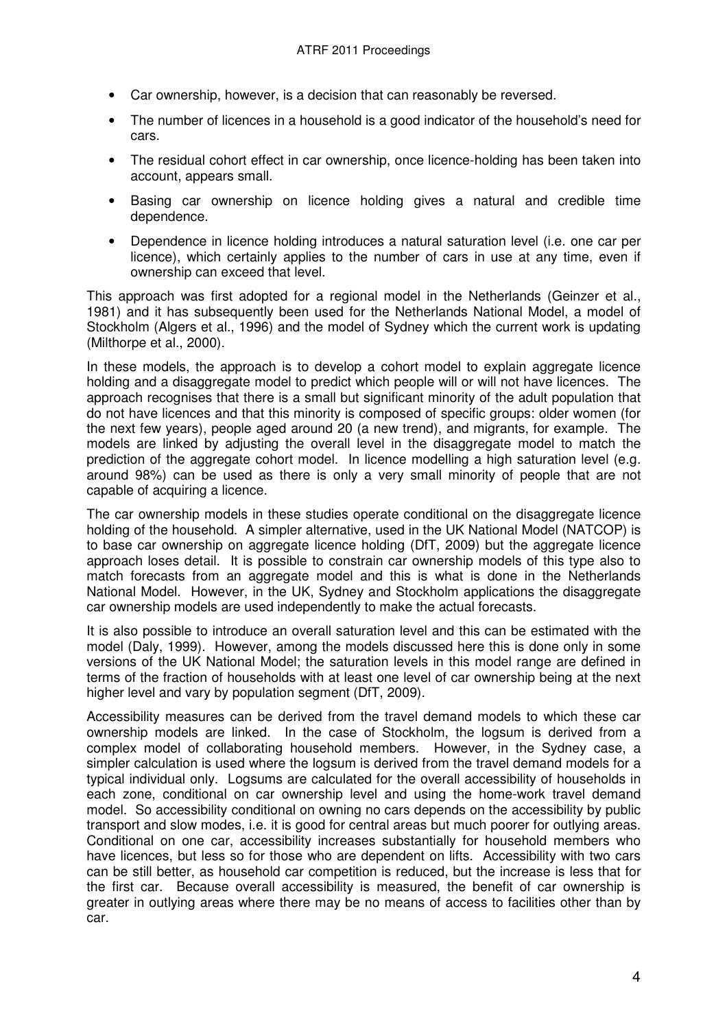- Car ownership, however, is a decision that can reasonably be reversed.
- The number of licences in a household is a good indicator of the household's need for cars.
- The residual cohort effect in car ownership, once licence-holding has been taken into account, appears small.
- Basing car ownership on licence holding gives a natural and credible time dependence.
- Dependence in licence holding introduces a natural saturation level (i.e. one car per licence), which certainly applies to the number of cars in use at any time, even if ownership can exceed that level.

This approach was first adopted for a regional model in the Netherlands (Geinzer et al., 1981) and it has subsequently been used for the Netherlands National Model, a model of Stockholm (Algers et al., 1996) and the model of Sydney which the current work is updating (Milthorpe et al., 2000).

In these models, the approach is to develop a cohort model to explain aggregate licence holding and a disaggregate model to predict which people will or will not have licences. The approach recognises that there is a small but significant minority of the adult population that do not have licences and that this minority is composed of specific groups: older women (for the next few years), people aged around 20 (a new trend), and migrants, for example. The models are linked by adjusting the overall level in the disaggregate model to match the prediction of the aggregate cohort model. In licence modelling a high saturation level (e.g. around 98%) can be used as there is only a very small minority of people that are not capable of acquiring a licence.

The car ownership models in these studies operate conditional on the disaggregate licence holding of the household. A simpler alternative, used in the UK National Model (NATCOP) is to base car ownership on aggregate licence holding (DfT, 2009) but the aggregate licence approach loses detail. It is possible to constrain car ownership models of this type also to match forecasts from an aggregate model and this is what is done in the Netherlands National Model. However, in the UK, Sydney and Stockholm applications the disaggregate car ownership models are used independently to make the actual forecasts.

It is also possible to introduce an overall saturation level and this can be estimated with the model (Daly, 1999). However, among the models discussed here this is done only in some versions of the UK National Model; the saturation levels in this model range are defined in terms of the fraction of households with at least one level of car ownership being at the next higher level and vary by population segment (DfT, 2009).

Accessibility measures can be derived from the travel demand models to which these car ownership models are linked. In the case of Stockholm, the logsum is derived from a complex model of collaborating household members. However, in the Sydney case, a simpler calculation is used where the logsum is derived from the travel demand models for a typical individual only. Logsums are calculated for the overall accessibility of households in each zone, conditional on car ownership level and using the home-work travel demand model. So accessibility conditional on owning no cars depends on the accessibility by public transport and slow modes, i.e. it is good for central areas but much poorer for outlying areas. Conditional on one car, accessibility increases substantially for household members who have licences, but less so for those who are dependent on lifts. Accessibility with two cars can be still better, as household car competition is reduced, but the increase is less that for the first car. Because overall accessibility is measured, the benefit of car ownership is greater in outlying areas where there may be no means of access to facilities other than by car.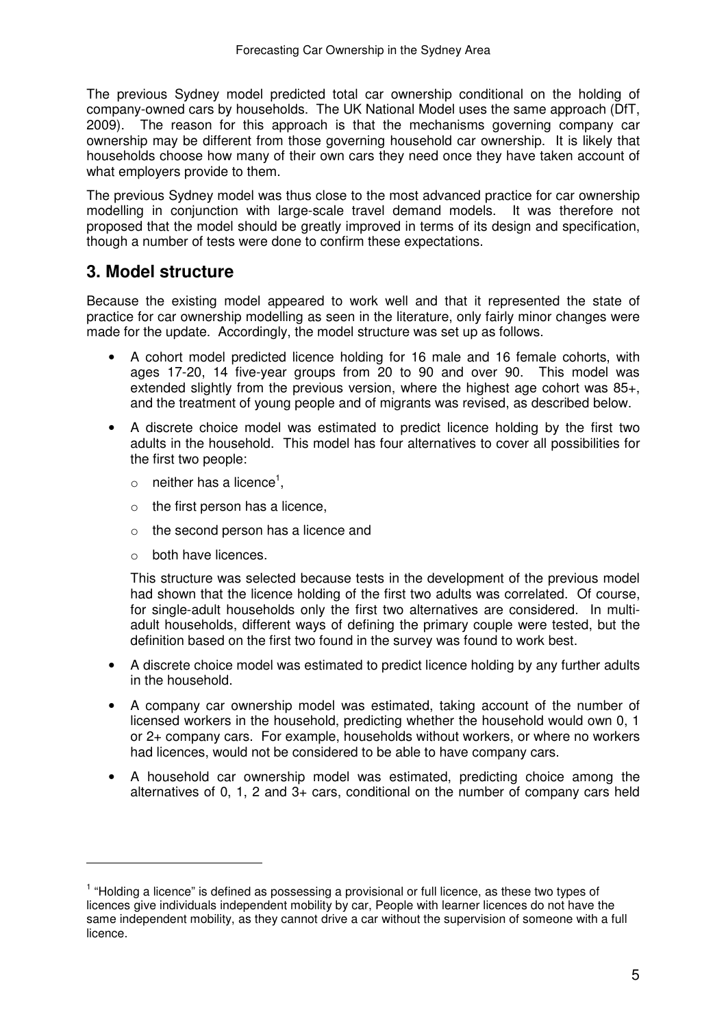The previous Sydney model predicted total car ownership conditional on the holding of company-owned cars by households. The UK National Model uses the same approach (DfT, 2009). The reason for this approach is that the mechanisms governing company car ownership may be different from those governing household car ownership. It is likely that households choose how many of their own cars they need once they have taken account of what employers provide to them.

The previous Sydney model was thus close to the most advanced practice for car ownership modelling in conjunction with large-scale travel demand models. It was therefore not proposed that the model should be greatly improved in terms of its design and specification, though a number of tests were done to confirm these expectations.

## 3. Model structure

Because the existing model appeared to work well and that it represented the state of practice for car ownership modelling as seen in the literature, only fairly minor changes were made for the update. Accordingly, the model structure was set up as follows.

- A cohort model predicted licence holding for 16 male and 16 female cohorts, with ages 17-20, 14 five-year groups from 20 to 90 and over 90. This model was extended slightly from the previous version, where the highest age cohort was 85+, and the treatment of young people and of migrants was revised, as described below.
- A discrete choice model was estimated to predict licence holding by the first two adults in the household. This model has four alternatives to cover all possibilities for the first two people:
  - neither has a licence[1],
  - the first person has a licence,
  - the second person has a licence and
  - both have licences.

  This structure was selected because tests in the development of the previous model had shown that the licence holding of the first two adults was correlated. Of course, for single-adult households only the first two alternatives are considered. In multi-adult households, different ways of defining the primary couple were tested, but the definition based on the first two found in the survey was found to work best.
- A discrete choice model was estimated to predict licence holding by any further adults in the household.
- A company car ownership model was estimated, taking account of the number of licensed workers in the household, predicting whether the household would own 0, 1 or 2+ company cars. For example, households without workers, or where no workers had licences, would not be considered to be able to have company cars.
- A household car ownership model was estimated, predicting choice among the alternatives of 0, 1, 2 and 3+ cars, conditional on the number of company cars held

---

[1] "Holding a licence" is defined as possessing a provisional or full licence, as these two types of licences give individuals independent mobility by car, People with learner licences do not have the same independent mobility, as they cannot drive a car without the supervision of someone with a full licence.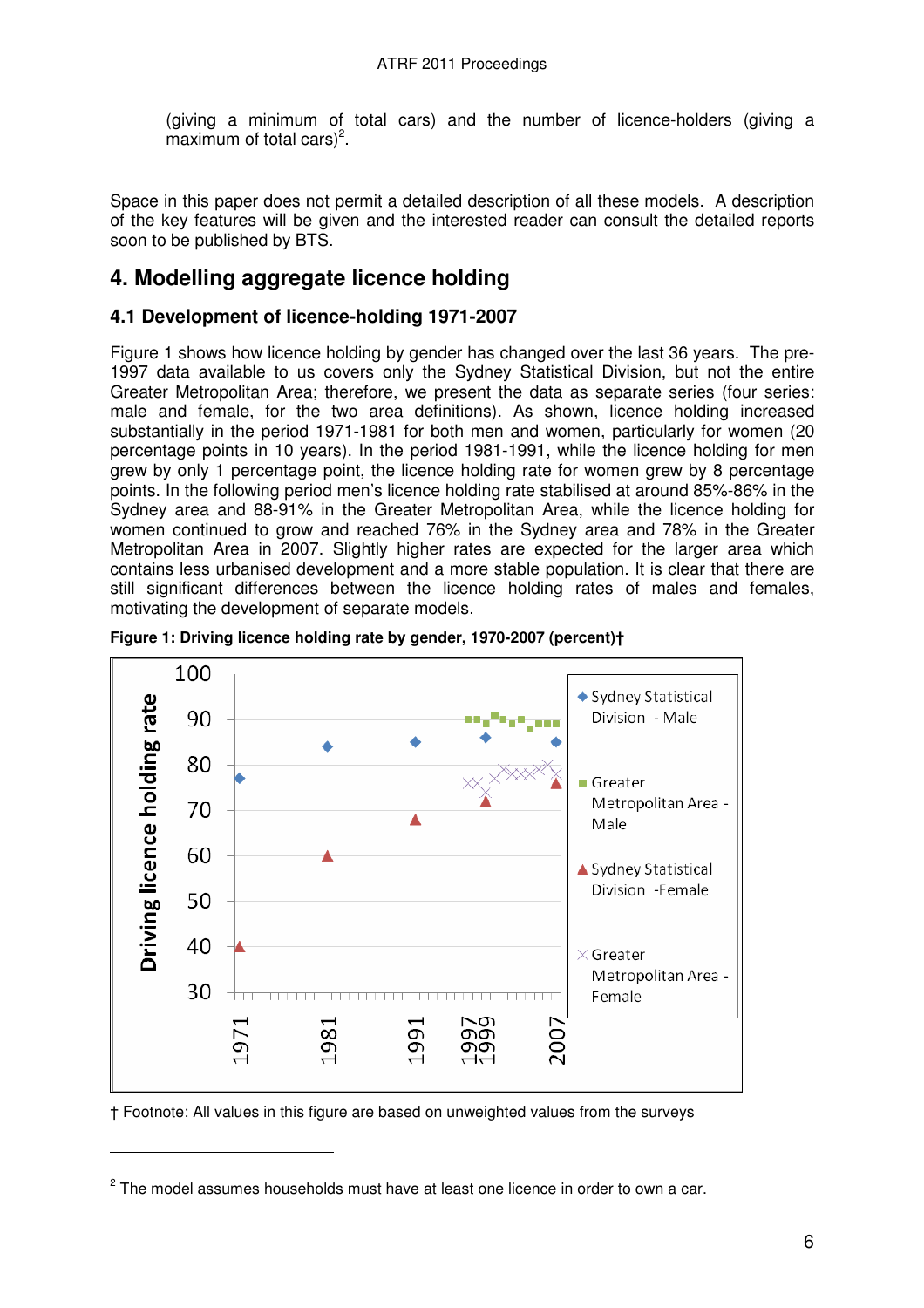(giving a minimum of total cars) and the number of licence-holders (giving a maximum of total cars)[2].

Space in this paper does not permit a detailed description of all these models. A description of the key features will be given and the interested reader can consult the detailed reports soon to be published by BTS.

## 4. Modelling aggregate licence holding

### 4.1 Development of licence-holding 1971-2007

Figure 1 shows how licence holding by gender has changed over the last 36 years. The pre-1997 data available to us covers only the Sydney Statistical Division, but not the entire Greater Metropolitan Area; therefore, we present the data as separate series (four series: male and female, for the two area definitions). As shown, licence holding increased substantially in the period 1971-1981 for both men and women, particularly for women (20 percentage points in 10 years). In the period 1981-1991, while the licence holding for men grew by only 1 percentage point, the licence holding rate for women grew by 8 percentage points. In the following period men's licence holding rate stabilised at around 85%-86% in the Sydney area and 88-91% in the Greater Metropolitan Area, while the licence holding for women continued to grow and reached 76% in the Sydney area and 78% in the Greater Metropolitan Area in 2007. Slightly higher rates are expected for the larger area which contains less urbanised development and a more stable population. It is clear that there are still significant differences between the licence holding rates of males and females, motivating the development of separate models.

**Figure 1: Driving licence holding rate by gender, 1970-2007 (percent)†**

† Footnote: All values in this figure are based on unweighted values from the surveys

---

[2] The model assumes households must have at least one licence in order to own a car.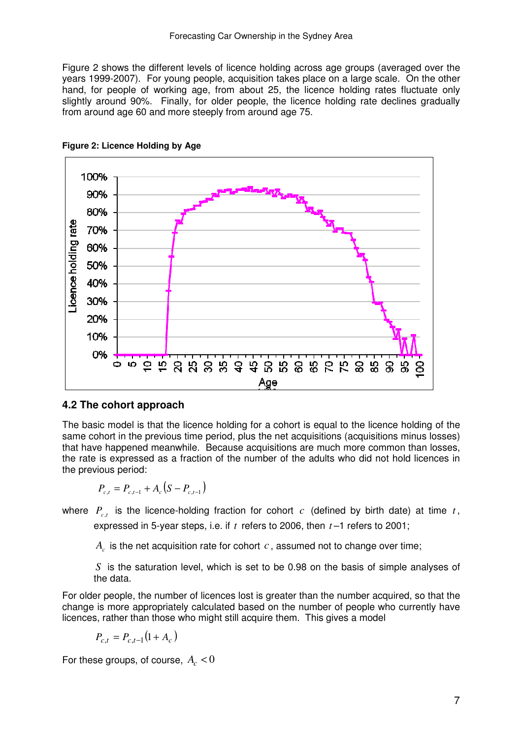Figure 2 shows the different levels of licence holding across age groups (averaged over the years 1999-2007). For young people, acquisition takes place on a large scale. On the other hand, for people of working age, from about 25, the licence holding rates fluctuate only slightly around 90%. Finally, for older people, the licence holding rate declines gradually from around age 60 and more steeply from around age 75.

**Figure 2: Licence Holding by Age**

### 4.2 The cohort approach

The basic model is that the licence holding for a cohort is equal to the licence holding of the same cohort in the previous time period, plus the net acquisitions (acquisitions minus losses) that have happened meanwhile. Because acquisitions are much more common than losses, the rate is expressed as a fraction of the number of the adults who did not hold licences in the previous period:

$$P_{c,t} = P_{c,t-1} + A_c\left(S - P_{c,t-1}\right)$$

where $P_{c,t}$ is the licence-holding fraction for cohort $c$ (defined by birth date) at time $t$, expressed in 5-year steps, i.e. if $t$ refers to 2006, then $t-1$ refers to 2001;

$A_c$ is the net acquisition rate for cohort $c$, assumed not to change over time;

$S$ is the saturation level, which is set to be 0.98 on the basis of simple analyses of the data.

For older people, the number of licences lost is greater than the number acquired, so that the change is more appropriately calculated based on the number of people who currently have licences, rather than those who might still acquire them. This gives a model

$$P_{c,t} = P_{c,t-1}\left(1 + A_c\right)$$

For these groups, of course, $A_c < 0$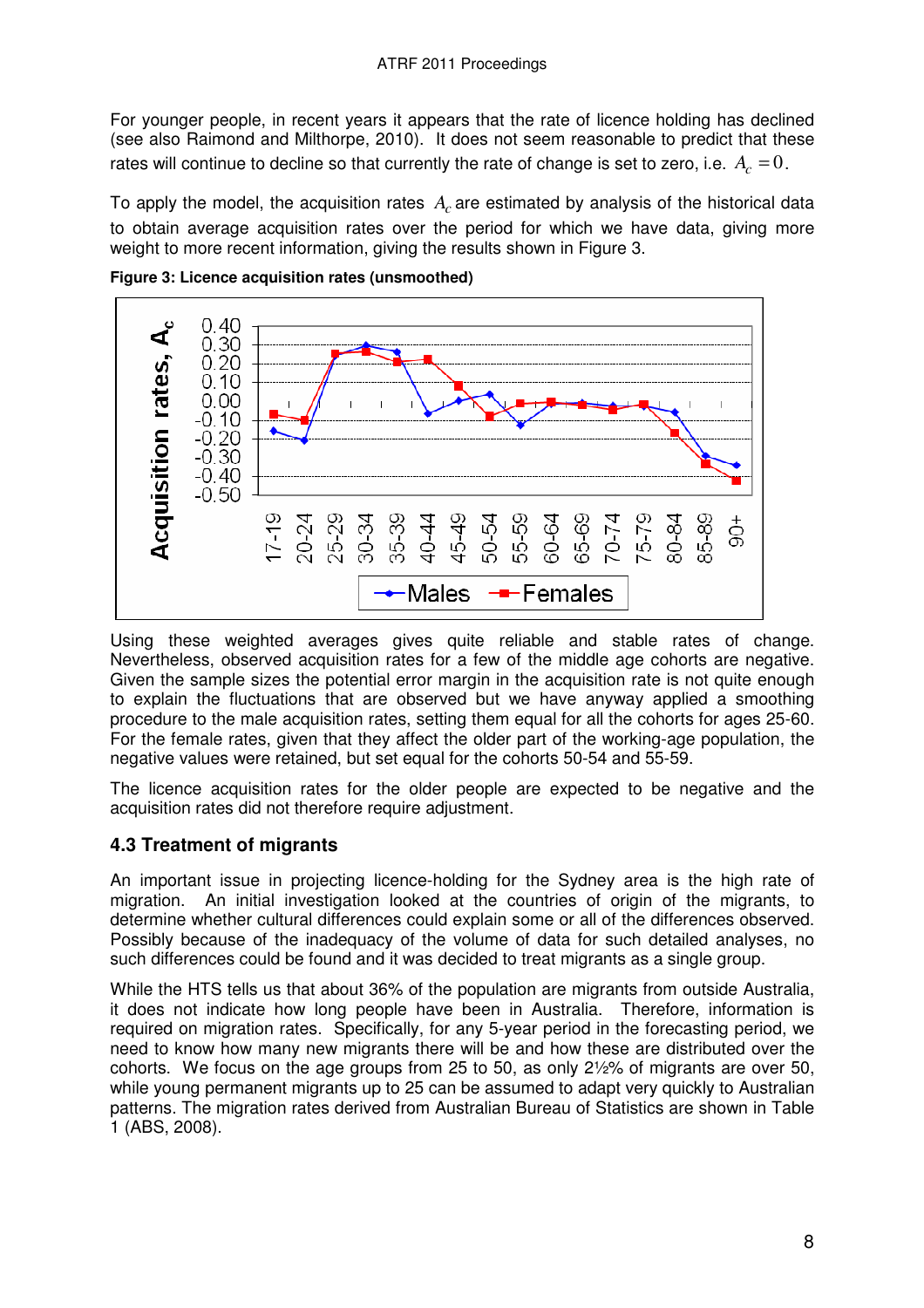For younger people, in recent years it appears that the rate of licence holding has declined (see also Raimond and Milthorpe, 2010). It does not seem reasonable to predict that these rates will continue to decline so that currently the rate of change is set to zero, i.e. $A_c = 0$.

To apply the model, the acquisition rates $A_c$ are estimated by analysis of the historical data to obtain average acquisition rates over the period for which we have data, giving more weight to more recent information, giving the results shown in Figure 3.

**Figure 3: Licence acquisition rates (unsmoothed)**

Using these weighted averages gives quite reliable and stable rates of change. Nevertheless, observed acquisition rates for a few of the middle age cohorts are negative. Given the sample sizes the potential error margin in the acquisition rate is not quite enough to explain the fluctuations that are observed but we have anyway applied a smoothing procedure to the male acquisition rates, setting them equal for all the cohorts for ages 25-60. For the female rates, given that they affect the older part of the working-age population, the negative values were retained, but set equal for the cohorts 50-54 and 55-59.

The licence acquisition rates for the older people are expected to be negative and the acquisition rates did not therefore require adjustment.

### 4.3 Treatment of migrants

An important issue in projecting licence-holding for the Sydney area is the high rate of migration. An initial investigation looked at the countries of origin of the migrants, to determine whether cultural differences could explain some or all of the differences observed. Possibly because of the inadequacy of the volume of data for such detailed analyses, no such differences could be found and it was decided to treat migrants as a single group.

While the HTS tells us that about 36% of the population are migrants from outside Australia, it does not indicate how long people have been in Australia. Therefore, information is required on migration rates. Specifically, for any 5-year period in the forecasting period, we need to know how many new migrants there will be and how these are distributed over the cohorts. We focus on the age groups from 25 to 50, as only 2½% of migrants are over 50, while young permanent migrants up to 25 can be assumed to adapt very quickly to Australian patterns. The migration rates derived from Australian Bureau of Statistics are shown in Table 1 (ABS, 2008).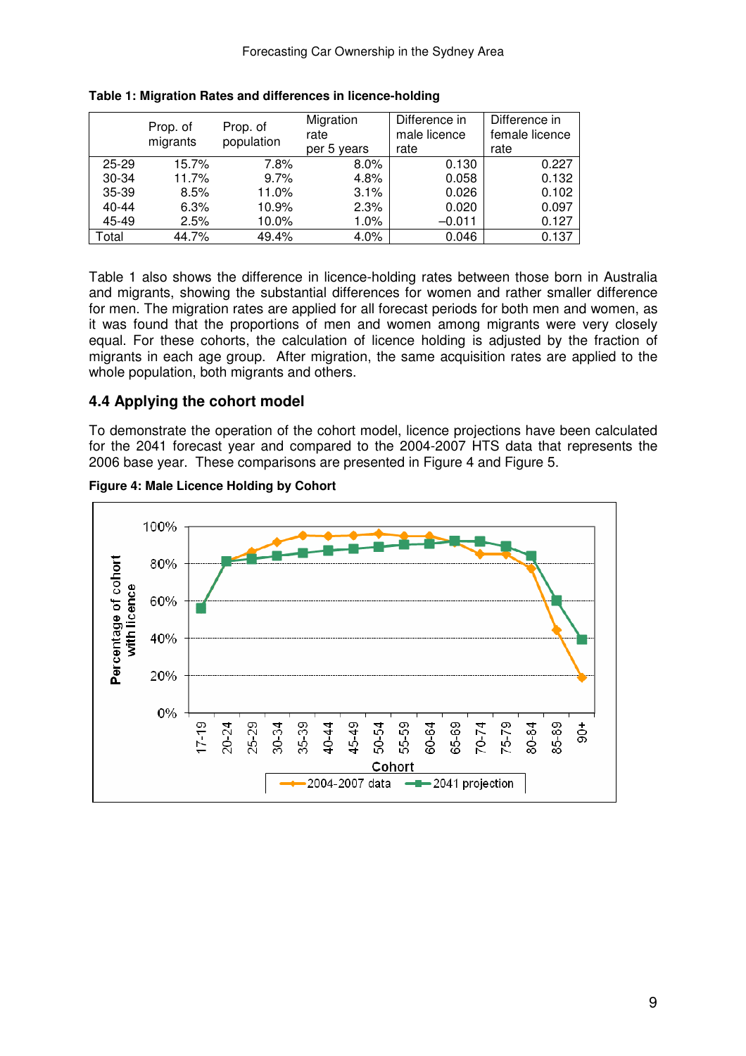**Table 1: Migration Rates and differences in licence-holding**

| | Prop. of migrants | Prop. of population | Migration rate per 5 years | Difference in male licence rate | Difference in female licence rate |
|---|---|---|---|---|---|
| 25-29 | 15.7% | 7.8% | 8.0% | 0.130 | 0.227 |
| 30-34 | 11.7% | 9.7% | 4.8% | 0.058 | 0.132 |
| 35-39 | 8.5% | 11.0% | 3.1% | 0.026 | 0.102 |
| 40-44 | 6.3% | 10.9% | 2.3% | 0.020 | 0.097 |
| 45-49 | 2.5% | 10.0% | 1.0% | −0.011 | 0.127 |
| Total | 44.7% | 49.4% | 4.0% | 0.046 | 0.137 |

Table 1 also shows the difference in licence-holding rates between those born in Australia and migrants, showing the substantial differences for women and rather smaller difference for men. The migration rates are applied for all forecast periods for both men and women, as it was found that the proportions of men and women among migrants were very closely equal. For these cohorts, the calculation of licence holding is adjusted by the fraction of migrants in each age group. After migration, the same acquisition rates are applied to the whole population, both migrants and others.

## 4.4 Applying the cohort model

To demonstrate the operation of the cohort model, licence projections have been calculated for the 2041 forecast year and compared to the 2004-2007 HTS data that represents the 2006 base year. These comparisons are presented in Figure 4 and Figure 5.

**Figure 4: Male Licence Holding by Cohort**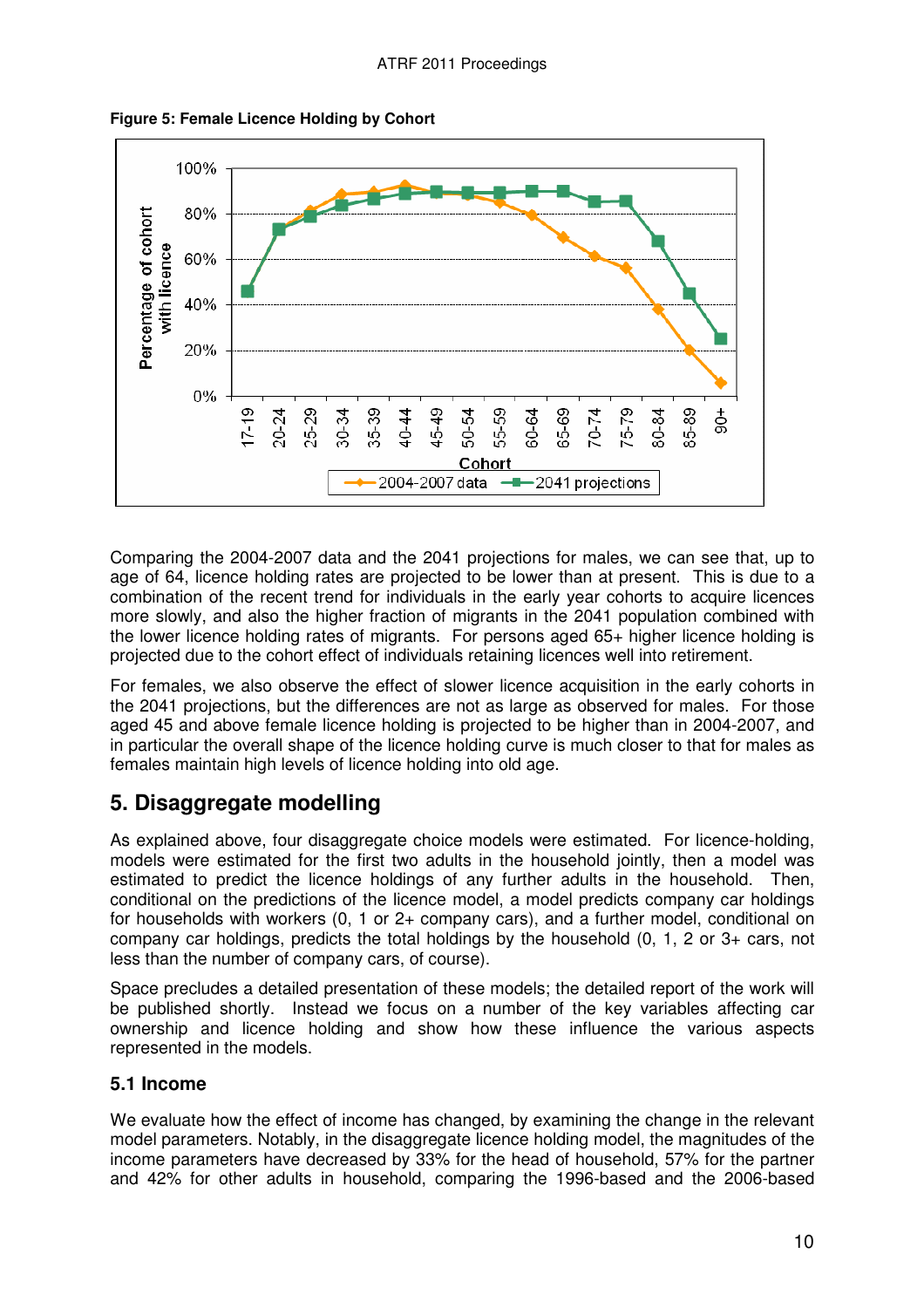**Figure 5: Female Licence Holding by Cohort**

Comparing the 2004-2007 data and the 2041 projections for males, we can see that, up to age of 64, licence holding rates are projected to be lower than at present. This is due to a combination of the recent trend for individuals in the early year cohorts to acquire licences more slowly, and also the higher fraction of migrants in the 2041 population combined with the lower licence holding rates of migrants. For persons aged 65+ higher licence holding is projected due to the cohort effect of individuals retaining licences well into retirement.

For females, we also observe the effect of slower licence acquisition in the early cohorts in the 2041 projections, but the differences are not as large as observed for males. For those aged 45 and above female licence holding is projected to be higher than in 2004-2007, and in particular the overall shape of the licence holding curve is much closer to that for males as females maintain high levels of licence holding into old age.

## 5. Disaggregate modelling

As explained above, four disaggregate choice models were estimated. For licence-holding, models were estimated for the first two adults in the household jointly, then a model was estimated to predict the licence holdings of any further adults in the household. Then, conditional on the predictions of the licence model, a model predicts company car holdings for households with workers (0, 1 or 2+ company cars), and a further model, conditional on company car holdings, predicts the total holdings by the household (0, 1, 2 or 3+ cars, not less than the number of company cars, of course).

Space precludes a detailed presentation of these models; the detailed report of the work will be published shortly. Instead we focus on a number of the key variables affecting car ownership and licence holding and show how these influence the various aspects represented in the models.

### 5.1 Income

We evaluate how the effect of income has changed, by examining the change in the relevant model parameters. Notably, in the disaggregate licence holding model, the magnitudes of the income parameters have decreased by 33% for the head of household, 57% for the partner and 42% for other adults in household, comparing the 1996-based and the 2006-based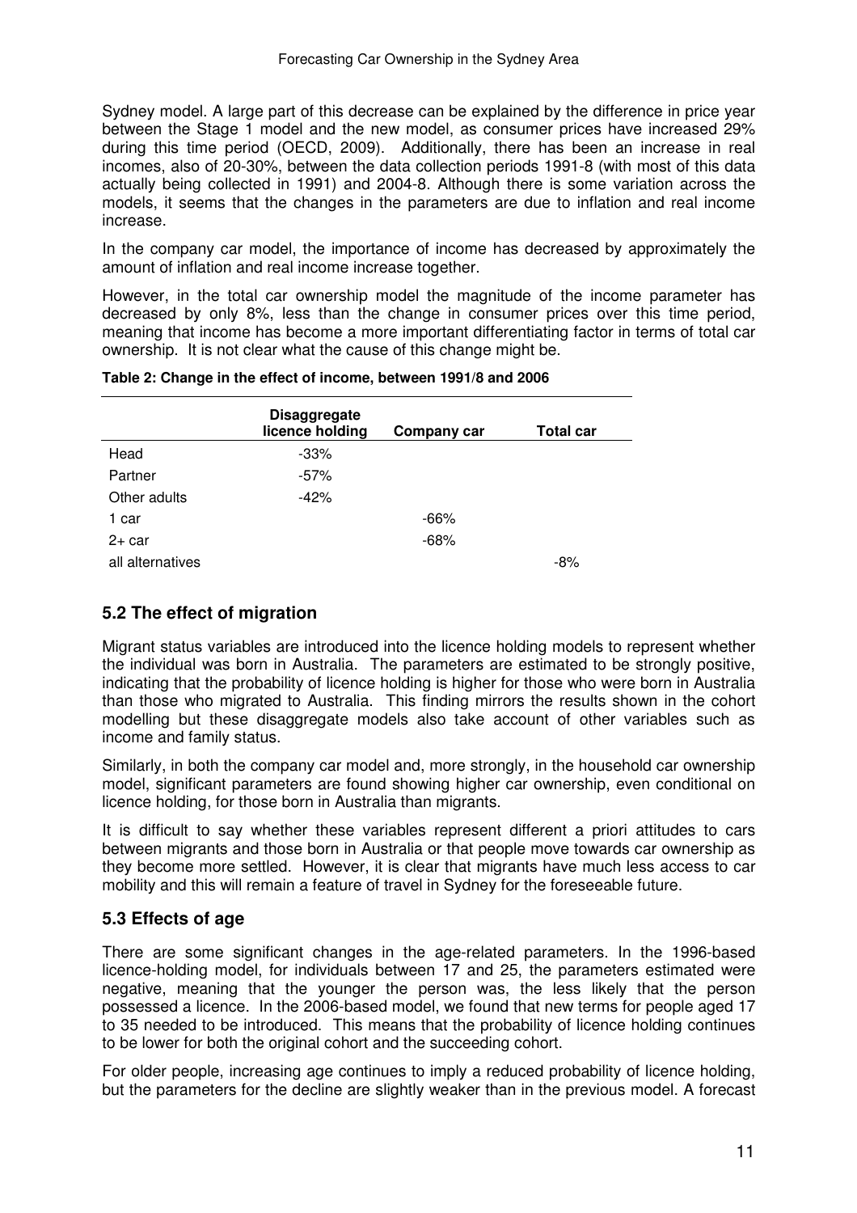Sydney model. A large part of this decrease can be explained by the difference in price year between the Stage 1 model and the new model, as consumer prices have increased 29% during this time period (OECD, 2009). Additionally, there has been an increase in real incomes, also of 20-30%, between the data collection periods 1991-8 (with most of this data actually being collected in 1991) and 2004-8. Although there is some variation across the models, it seems that the changes in the parameters are due to inflation and real income increase.

In the company car model, the importance of income has decreased by approximately the amount of inflation and real income increase together.

However, in the total car ownership model the magnitude of the income parameter has decreased by only 8%, less than the change in consumer prices over this time period, meaning that income has become a more important differentiating factor in terms of total car ownership. It is not clear what the cause of this change might be.

**Table 2: Change in the effect of income, between 1991/8 and 2006**

| | Disaggregate licence holding | Company car | Total car |
|---|---|---|---|
| Head | -33% | | |
| Partner | -57% | | |
| Other adults | -42% | | |
| 1 car | | -66% | |
| 2+ car | | -68% | |
| all alternatives | | | -8% |

## 5.2 The effect of migration

Migrant status variables are introduced into the licence holding models to represent whether the individual was born in Australia. The parameters are estimated to be strongly positive, indicating that the probability of licence holding is higher for those who were born in Australia than those who migrated to Australia. This finding mirrors the results shown in the cohort modelling but these disaggregate models also take account of other variables such as income and family status.

Similarly, in both the company car model and, more strongly, in the household car ownership model, significant parameters are found showing higher car ownership, even conditional on licence holding, for those born in Australia than migrants.

It is difficult to say whether these variables represent different a priori attitudes to cars between migrants and those born in Australia or that people move towards car ownership as they become more settled. However, it is clear that migrants have much less access to car mobility and this will remain a feature of travel in Sydney for the foreseeable future.

## 5.3 Effects of age

There are some significant changes in the age-related parameters. In the 1996-based licence-holding model, for individuals between 17 and 25, the parameters estimated were negative, meaning that the younger the person was, the less likely that the person possessed a licence. In the 2006-based model, we found that new terms for people aged 17 to 35 needed to be introduced. This means that the probability of licence holding continues to be lower for both the original cohort and the succeeding cohort.

For older people, increasing age continues to imply a reduced probability of licence holding, but the parameters for the decline are slightly weaker than in the previous model. A forecast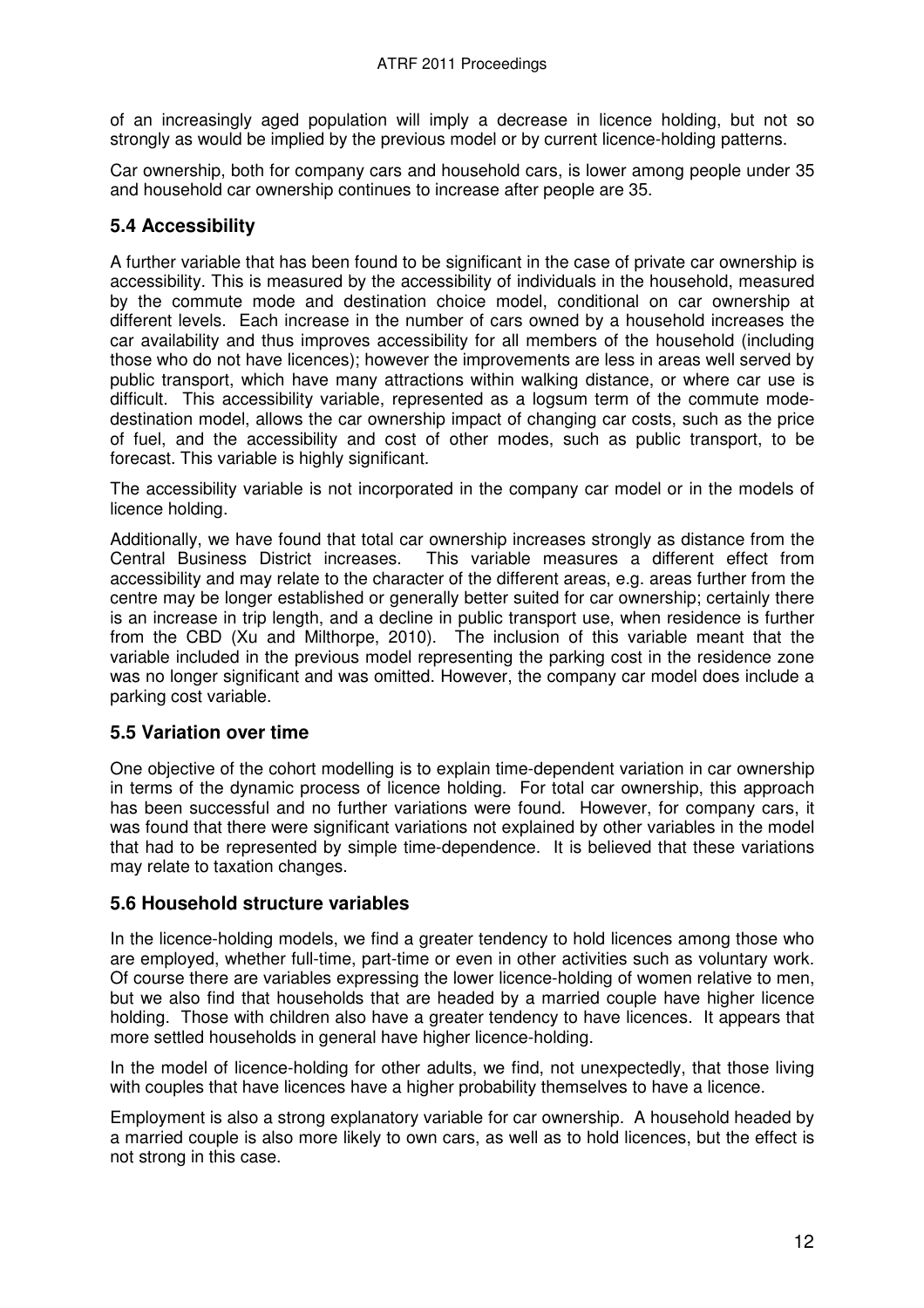of an increasingly aged population will imply a decrease in licence holding, but not so strongly as would be implied by the previous model or by current licence-holding patterns.

Car ownership, both for company cars and household cars, is lower among people under 35 and household car ownership continues to increase after people are 35.

### 5.4 Accessibility

A further variable that has been found to be significant in the case of private car ownership is accessibility. This is measured by the accessibility of individuals in the household, measured by the commute mode and destination choice model, conditional on car ownership at different levels. Each increase in the number of cars owned by a household increases the car availability and thus improves accessibility for all members of the household (including those who do not have licences); however the improvements are less in areas well served by public transport, which have many attractions within walking distance, or where car use is difficult. This accessibility variable, represented as a logsum term of the commute mode-destination model, allows the car ownership impact of changing car costs, such as the price of fuel, and the accessibility and cost of other modes, such as public transport, to be forecast. This variable is highly significant.

The accessibility variable is not incorporated in the company car model or in the models of licence holding.

Additionally, we have found that total car ownership increases strongly as distance from the Central Business District increases. This variable measures a different effect from accessibility and may relate to the character of the different areas, e.g. areas further from the centre may be longer established or generally better suited for car ownership; certainly there is an increase in trip length, and a decline in public transport use, when residence is further from the CBD (Xu and Milthorpe, 2010). The inclusion of this variable meant that the variable included in the previous model representing the parking cost in the residence zone was no longer significant and was omitted. However, the company car model does include a parking cost variable.

### 5.5 Variation over time

One objective of the cohort modelling is to explain time-dependent variation in car ownership in terms of the dynamic process of licence holding. For total car ownership, this approach has been successful and no further variations were found. However, for company cars, it was found that there were significant variations not explained by other variables in the model that had to be represented by simple time-dependence. It is believed that these variations may relate to taxation changes.

### 5.6 Household structure variables

In the licence-holding models, we find a greater tendency to hold licences among those who are employed, whether full-time, part-time or even in other activities such as voluntary work. Of course there are variables expressing the lower licence-holding of women relative to men, but we also find that households that are headed by a married couple have higher licence holding. Those with children also have a greater tendency to have licences. It appears that more settled households in general have higher licence-holding.

In the model of licence-holding for other adults, we find, not unexpectedly, that those living with couples that have licences have a higher probability themselves to have a licence.

Employment is also a strong explanatory variable for car ownership. A household headed by a married couple is also more likely to own cars, as well as to hold licences, but the effect is not strong in this case.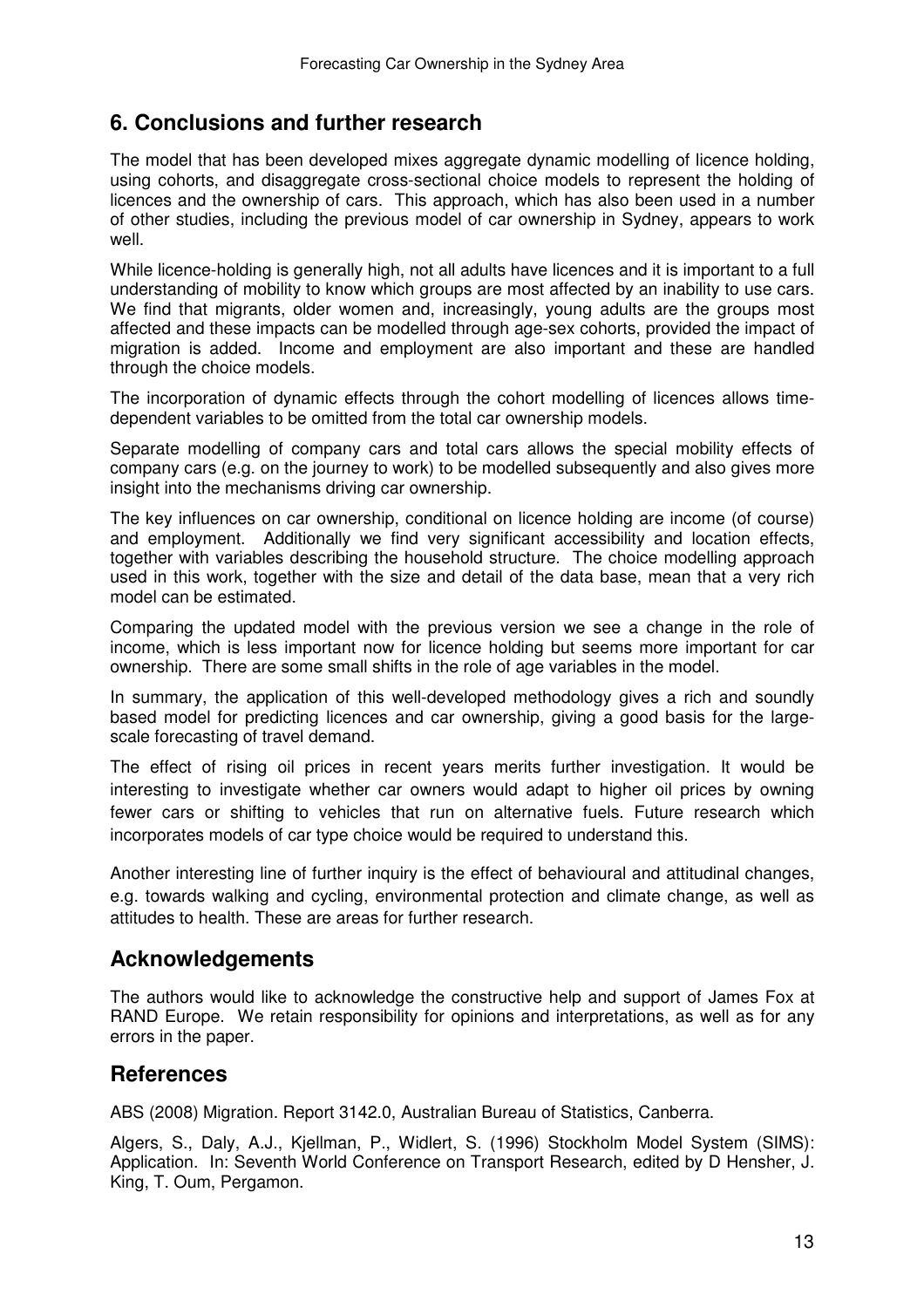## 6. Conclusions and further research

The model that has been developed mixes aggregate dynamic modelling of licence holding, using cohorts, and disaggregate cross-sectional choice models to represent the holding of licences and the ownership of cars. This approach, which has also been used in a number of other studies, including the previous model of car ownership in Sydney, appears to work well.

While licence-holding is generally high, not all adults have licences and it is important to a full understanding of mobility to know which groups are most affected by an inability to use cars. We find that migrants, older women and, increasingly, young adults are the groups most affected and these impacts can be modelled through age-sex cohorts, provided the impact of migration is added. Income and employment are also important and these are handled through the choice models.

The incorporation of dynamic effects through the cohort modelling of licences allows time-dependent variables to be omitted from the total car ownership models.

Separate modelling of company cars and total cars allows the special mobility effects of company cars (e.g. on the journey to work) to be modelled subsequently and also gives more insight into the mechanisms driving car ownership.

The key influences on car ownership, conditional on licence holding are income (of course) and employment. Additionally we find very significant accessibility and location effects, together with variables describing the household structure. The choice modelling approach used in this work, together with the size and detail of the data base, mean that a very rich model can be estimated.

Comparing the updated model with the previous version we see a change in the role of income, which is less important now for licence holding but seems more important for car ownership. There are some small shifts in the role of age variables in the model.

In summary, the application of this well-developed methodology gives a rich and soundly based model for predicting licences and car ownership, giving a good basis for the large-scale forecasting of travel demand.

The effect of rising oil prices in recent years merits further investigation. It would be interesting to investigate whether car owners would adapt to higher oil prices by owning fewer cars or shifting to vehicles that run on alternative fuels. Future research which incorporates models of car type choice would be required to understand this.

Another interesting line of further inquiry is the effect of behavioural and attitudinal changes, e.g. towards walking and cycling, environmental protection and climate change, as well as attitudes to health. These are areas for further research.

## Acknowledgements

The authors would like to acknowledge the constructive help and support of James Fox at RAND Europe. We retain responsibility for opinions and interpretations, as well as for any errors in the paper.

## References

ABS (2008) Migration. Report 3142.0, Australian Bureau of Statistics, Canberra.

Algers, S., Daly, A.J., Kjellman, P., Widlert, S. (1996) Stockholm Model System (SIMS): Application. In: Seventh World Conference on Transport Research, edited by D Hensher, J. King, T. Oum, Pergamon.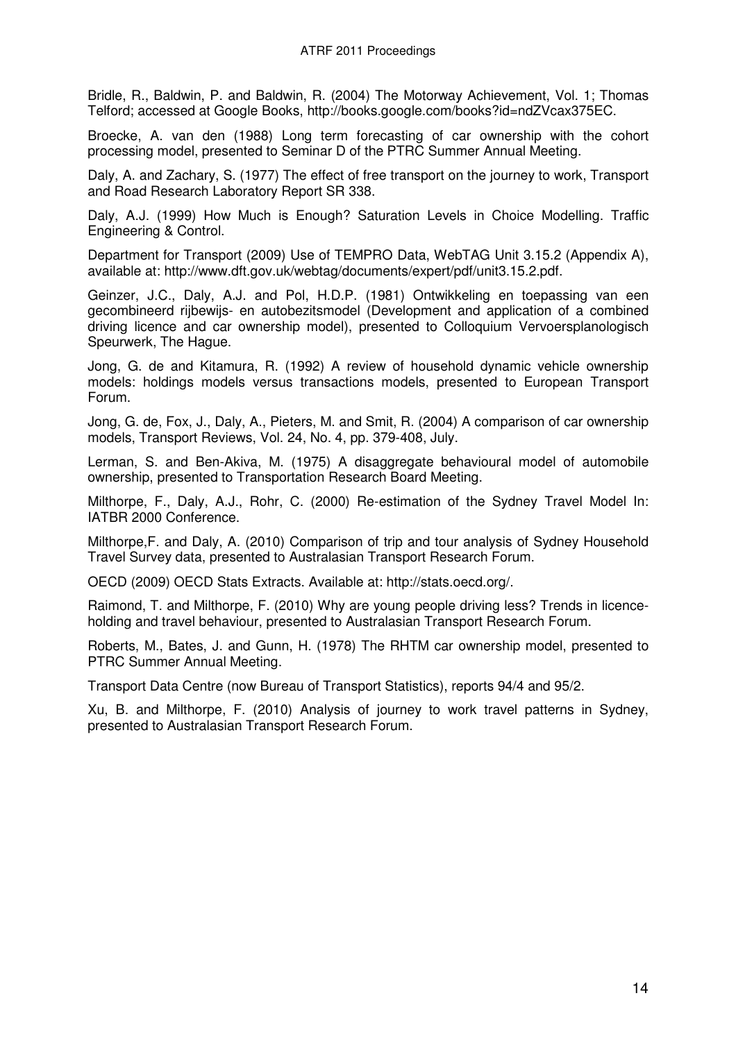Bridle, R., Baldwin, P. and Baldwin, R. (2004) The Motorway Achievement, Vol. 1; Thomas Telford; accessed at Google Books, http://books.google.com/books?id=ndZVcax375EC.

Broecke, A. van den (1988) Long term forecasting of car ownership with the cohort processing model, presented to Seminar D of the PTRC Summer Annual Meeting.

Daly, A. and Zachary, S. (1977) The effect of free transport on the journey to work, Transport and Road Research Laboratory Report SR 338.

Daly, A.J. (1999) How Much is Enough? Saturation Levels in Choice Modelling. Traffic Engineering & Control.

Department for Transport (2009) Use of TEMPRO Data, WebTAG Unit 3.15.2 (Appendix A), available at: http://www.dft.gov.uk/webtag/documents/expert/pdf/unit3.15.2.pdf.

Geinzer, J.C., Daly, A.J. and Pol, H.D.P. (1981) Ontwikkeling en toepassing van een gecombineerd rijbewijs- en autobezitsmodel (Development and application of a combined driving licence and car ownership model), presented to Colloquium Vervoersplanologisch Speurwerk, The Hague.

Jong, G. de and Kitamura, R. (1992) A review of household dynamic vehicle ownership models: holdings models versus transactions models, presented to European Transport Forum.

Jong, G. de, Fox, J., Daly, A., Pieters, M. and Smit, R. (2004) A comparison of car ownership models, Transport Reviews, Vol. 24, No. 4, pp. 379-408, July.

Lerman, S. and Ben-Akiva, M. (1975) A disaggregate behavioural model of automobile ownership, presented to Transportation Research Board Meeting.

Milthorpe, F., Daly, A.J., Rohr, C. (2000) Re-estimation of the Sydney Travel Model In: IATBR 2000 Conference.

Milthorpe,F. and Daly, A. (2010) Comparison of trip and tour analysis of Sydney Household Travel Survey data, presented to Australasian Transport Research Forum.

OECD (2009) OECD Stats Extracts. Available at: http://stats.oecd.org/.

Raimond, T. and Milthorpe, F. (2010) Why are young people driving less? Trends in licence-holding and travel behaviour, presented to Australasian Transport Research Forum.

Roberts, M., Bates, J. and Gunn, H. (1978) The RHTM car ownership model, presented to PTRC Summer Annual Meeting.

Transport Data Centre (now Bureau of Transport Statistics), reports 94/4 and 95/2.

Xu, B. and Milthorpe, F. (2010) Analysis of journey to work travel patterns in Sydney, presented to Australasian Transport Research Forum.